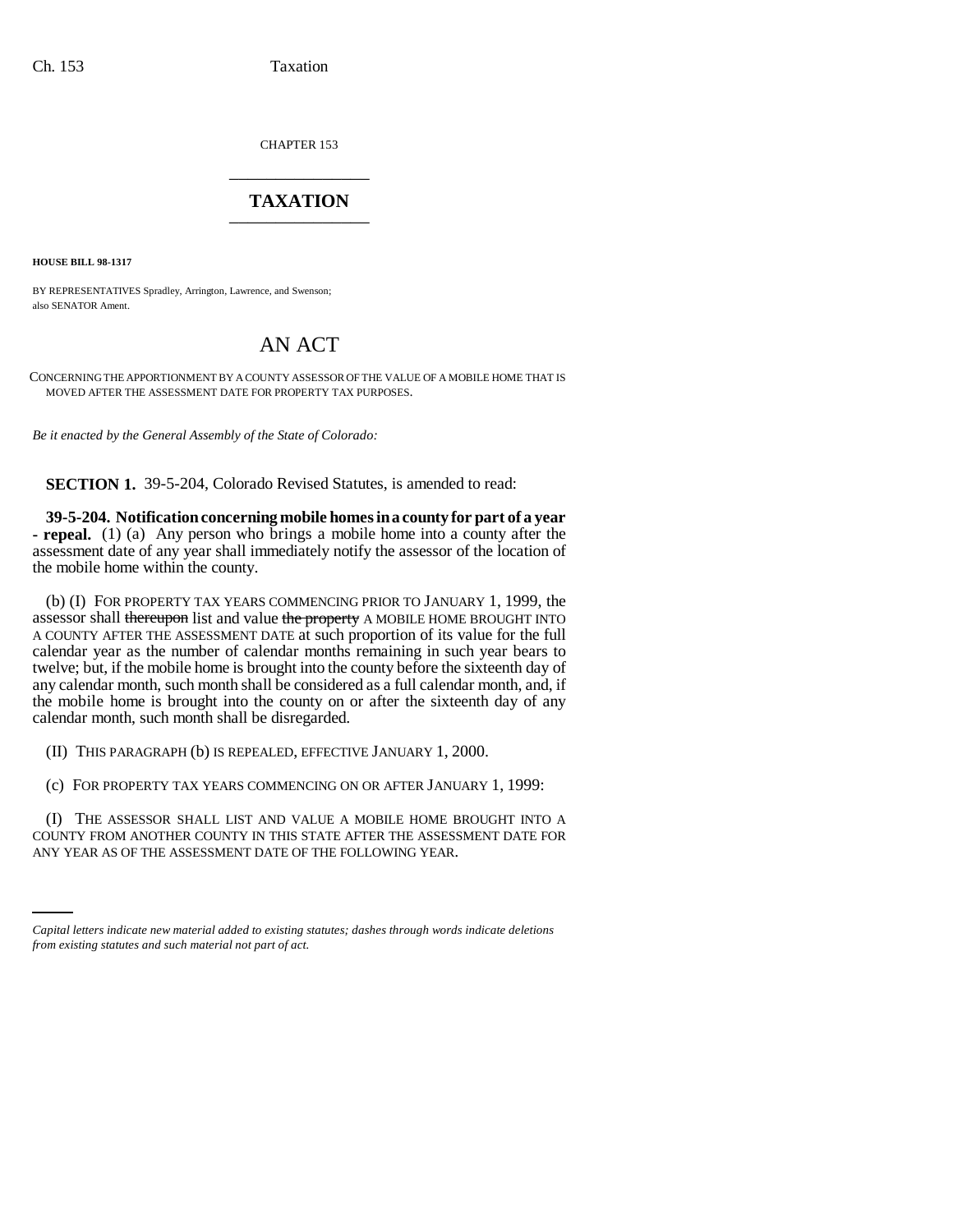CHAPTER 153

## TAXATION

**HOUSE BILL 98-1317**

BY REPRESENTATIVES Spradley, Arrington, Lawrence, and Swenson;
also SENATOR Ament.

# AN ACT

CONCERNING THE APPORTIONMENT BY A COUNTY ASSESSOR OF THE VALUE OF A MOBILE HOME THAT IS MOVED AFTER THE ASSESSMENT DATE FOR PROPERTY TAX PURPOSES.

*Be it enacted by the General Assembly of the State of Colorado:*

**SECTION 1.** 39-5-204, Colorado Revised Statutes, is amended to read:

**39-5-204. Notification concerning mobile homes in a county for part of a year - repeal.** (1) (a) Any person who brings a mobile home into a county after the assessment date of any year shall immediately notify the assessor of the location of the mobile home within the county.

(b) (I) FOR PROPERTY TAX YEARS COMMENCING PRIOR TO JANUARY 1, 1999, the assessor shall ~~thereupon~~ list and value ~~the property~~ A MOBILE HOME BROUGHT INTO A COUNTY AFTER THE ASSESSMENT DATE at such proportion of its value for the full calendar year as the number of calendar months remaining in such year bears to twelve; but, if the mobile home is brought into the county before the sixteenth day of any calendar month, such month shall be considered as a full calendar month, and, if the mobile home is brought into the county on or after the sixteenth day of any calendar month, such month shall be disregarded.

(II) THIS PARAGRAPH (b) IS REPEALED, EFFECTIVE JANUARY 1, 2000.

(c) FOR PROPERTY TAX YEARS COMMENCING ON OR AFTER JANUARY 1, 1999:

(I) THE ASSESSOR SHALL LIST AND VALUE A MOBILE HOME BROUGHT INTO A COUNTY FROM ANOTHER COUNTY IN THIS STATE AFTER THE ASSESSMENT DATE FOR ANY YEAR AS OF THE ASSESSMENT DATE OF THE FOLLOWING YEAR.

*Capital letters indicate new material added to existing statutes; dashes through words indicate deletions from existing statutes and such material not part of act.*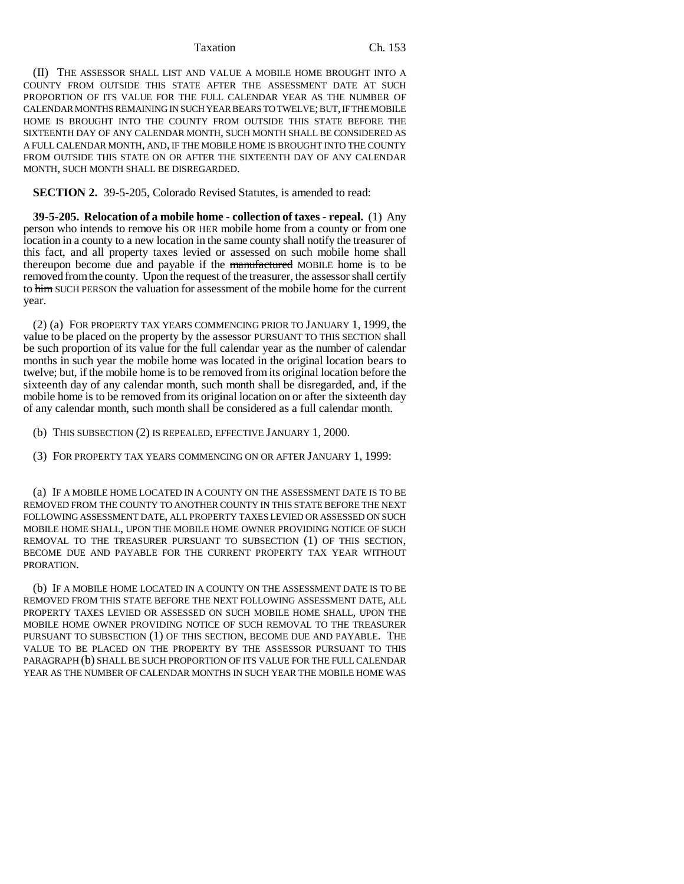(II) THE ASSESSOR SHALL LIST AND VALUE A MOBILE HOME BROUGHT INTO A COUNTY FROM OUTSIDE THIS STATE AFTER THE ASSESSMENT DATE AT SUCH PROPORTION OF ITS VALUE FOR THE FULL CALENDAR YEAR AS THE NUMBER OF CALENDAR MONTHS REMAINING IN SUCH YEAR BEARS TO TWELVE; BUT, IF THE MOBILE HOME IS BROUGHT INTO THE COUNTY FROM OUTSIDE THIS STATE BEFORE THE SIXTEENTH DAY OF ANY CALENDAR MONTH, SUCH MONTH SHALL BE CONSIDERED AS A FULL CALENDAR MONTH, AND, IF THE MOBILE HOME IS BROUGHT INTO THE COUNTY FROM OUTSIDE THIS STATE ON OR AFTER THE SIXTEENTH DAY OF ANY CALENDAR MONTH, SUCH MONTH SHALL BE DISREGARDED.

**SECTION 2.** 39-5-205, Colorado Revised Statutes, is amended to read:

**39-5-205. Relocation of a mobile home - collection of taxes - repeal.** (1) Any person who intends to remove his OR HER mobile home from a county or from one location in a county to a new location in the same county shall notify the treasurer of this fact, and all property taxes levied or assessed on such mobile home shall thereupon become due and payable if the ~~manufactured~~ MOBILE home is to be removed from the county. Upon the request of the treasurer, the assessor shall certify to ~~him~~ SUCH PERSON the valuation for assessment of the mobile home for the current year.

(2) (a) FOR PROPERTY TAX YEARS COMMENCING PRIOR TO JANUARY 1, 1999, the value to be placed on the property by the assessor PURSUANT TO THIS SECTION shall be such proportion of its value for the full calendar year as the number of calendar months in such year the mobile home was located in the original location bears to twelve; but, if the mobile home is to be removed from its original location before the sixteenth day of any calendar month, such month shall be disregarded, and, if the mobile home is to be removed from its original location on or after the sixteenth day of any calendar month, such month shall be considered as a full calendar month.

(b) THIS SUBSECTION (2) IS REPEALED, EFFECTIVE JANUARY 1, 2000.

(3) FOR PROPERTY TAX YEARS COMMENCING ON OR AFTER JANUARY 1, 1999:

(a) IF A MOBILE HOME LOCATED IN A COUNTY ON THE ASSESSMENT DATE IS TO BE REMOVED FROM THE COUNTY TO ANOTHER COUNTY IN THIS STATE BEFORE THE NEXT FOLLOWING ASSESSMENT DATE, ALL PROPERTY TAXES LEVIED OR ASSESSED ON SUCH MOBILE HOME SHALL, UPON THE MOBILE HOME OWNER PROVIDING NOTICE OF SUCH REMOVAL TO THE TREASURER PURSUANT TO SUBSECTION (1) OF THIS SECTION, BECOME DUE AND PAYABLE FOR THE CURRENT PROPERTY TAX YEAR WITHOUT PRORATION.

(b) IF A MOBILE HOME LOCATED IN A COUNTY ON THE ASSESSMENT DATE IS TO BE REMOVED FROM THIS STATE BEFORE THE NEXT FOLLOWING ASSESSMENT DATE, ALL PROPERTY TAXES LEVIED OR ASSESSED ON SUCH MOBILE HOME SHALL, UPON THE MOBILE HOME OWNER PROVIDING NOTICE OF SUCH REMOVAL TO THE TREASURER PURSUANT TO SUBSECTION (1) OF THIS SECTION, BECOME DUE AND PAYABLE. THE VALUE TO BE PLACED ON THE PROPERTY BY THE ASSESSOR PURSUANT TO THIS PARAGRAPH (b) SHALL BE SUCH PROPORTION OF ITS VALUE FOR THE FULL CALENDAR YEAR AS THE NUMBER OF CALENDAR MONTHS IN SUCH YEAR THE MOBILE HOME WAS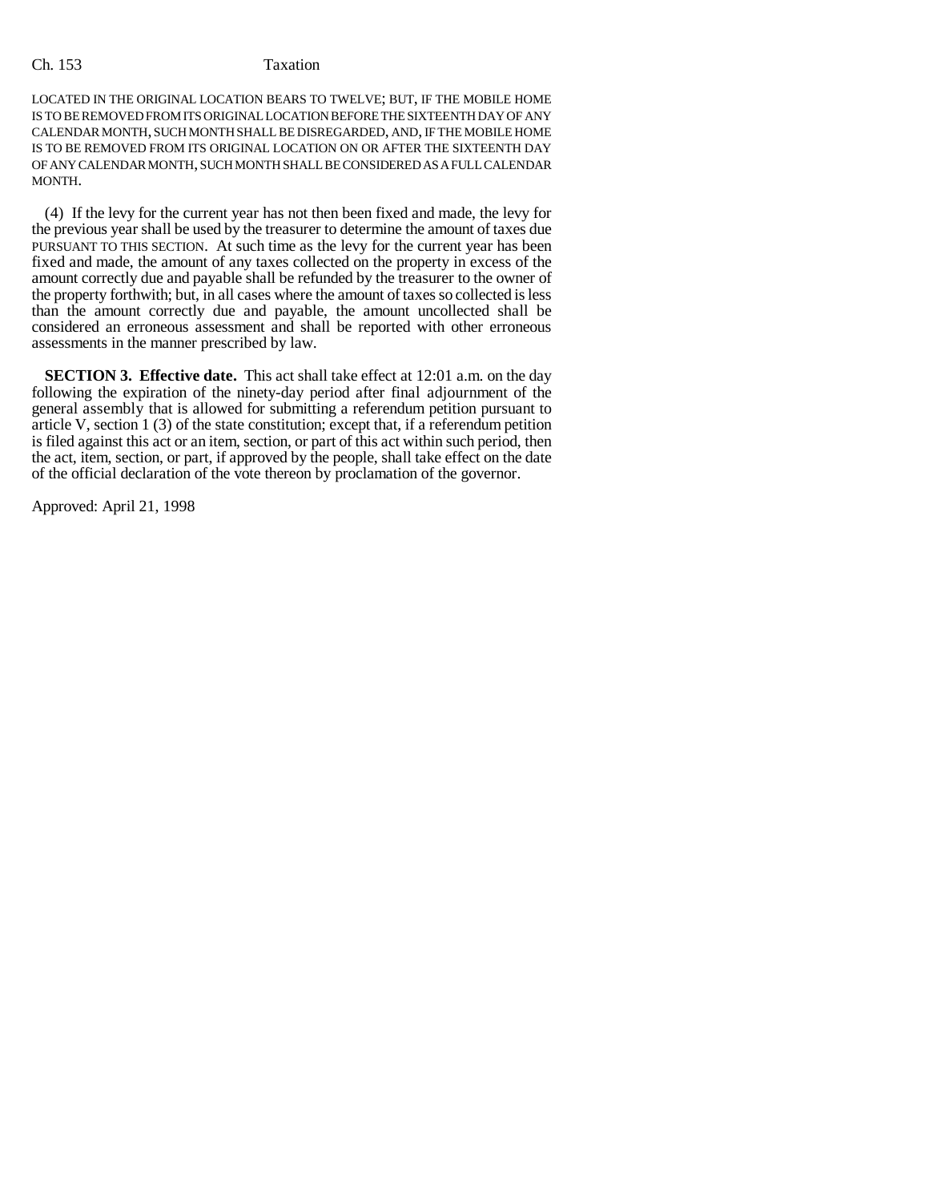LOCATED IN THE ORIGINAL LOCATION BEARS TO TWELVE; BUT, IF THE MOBILE HOME IS TO BE REMOVED FROM ITS ORIGINAL LOCATION BEFORE THE SIXTEENTH DAY OF ANY CALENDAR MONTH, SUCH MONTH SHALL BE DISREGARDED, AND, IF THE MOBILE HOME IS TO BE REMOVED FROM ITS ORIGINAL LOCATION ON OR AFTER THE SIXTEENTH DAY OF ANY CALENDAR MONTH, SUCH MONTH SHALL BE CONSIDERED AS A FULL CALENDAR MONTH.

(4) If the levy for the current year has not then been fixed and made, the levy for the previous year shall be used by the treasurer to determine the amount of taxes due PURSUANT TO THIS SECTION. At such time as the levy for the current year has been fixed and made, the amount of any taxes collected on the property in excess of the amount correctly due and payable shall be refunded by the treasurer to the owner of the property forthwith; but, in all cases where the amount of taxes so collected is less than the amount correctly due and payable, the amount uncollected shall be considered an erroneous assessment and shall be reported with other erroneous assessments in the manner prescribed by law.

**SECTION 3. Effective date.** This act shall take effect at 12:01 a.m. on the day following the expiration of the ninety-day period after final adjournment of the general assembly that is allowed for submitting a referendum petition pursuant to article V, section 1 (3) of the state constitution; except that, if a referendum petition is filed against this act or an item, section, or part of this act within such period, then the act, item, section, or part, if approved by the people, shall take effect on the date of the official declaration of the vote thereon by proclamation of the governor.

Approved: April 21, 1998